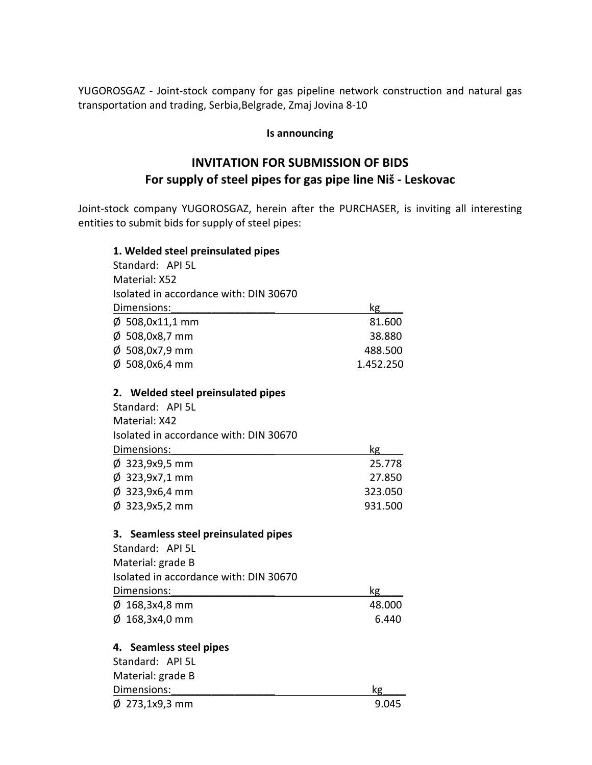YUGOROSGAZ - Joint-stock company for gas pipeline network construction and natural gas transportation and trading, Serbia,Belgrade, Zmaj Jovina 8-10

**Is announcing**

# INVITATION FOR SUBMISSION OF BIDS
## For supply of steel pipes for gas pipe line Niš - Leskovac

Joint-stock company YUGOROSGAZ, herein after the PURCHASER, is inviting all interesting entities to submit bids for supply of steel pipes:

**1. Welded steel preinsulated pipes**

Standard: API 5L
Material: X52
Isolated in accordance with: DIN 30670

| Dimensions: | kg |
|---|---|
| Ø 508,0x11,1 mm | 81.600 |
| Ø 508,0x8,7 mm | 38.880 |
| Ø 508,0x7,9 mm | 488.500 |
| Ø 508,0x6,4 mm | 1.452.250 |

**2. Welded steel preinsulated pipes**

Standard: API 5L
Material: X42
Isolated in accordance with: DIN 30670

| Dimensions: | kg |
|---|---|
| Ø 323,9x9,5 mm | 25.778 |
| Ø 323,9x7,1 mm | 27.850 |
| Ø 323,9x6,4 mm | 323.050 |
| Ø 323,9x5,2 mm | 931.500 |

**3. Seamless steel preinsulated pipes**

Standard: API 5L
Material: grade B
Isolated in accordance with: DIN 30670

| Dimensions: | kg |
|---|---|
| Ø 168,3x4,8 mm | 48.000 |
| Ø 168,3x4,0 mm | 6.440 |

**4. Seamless steel pipes**

Standard: API 5L
Material: grade B

| Dimensions: | kg |
|---|---|
| Ø 273,1x9,3 mm | 9.045 |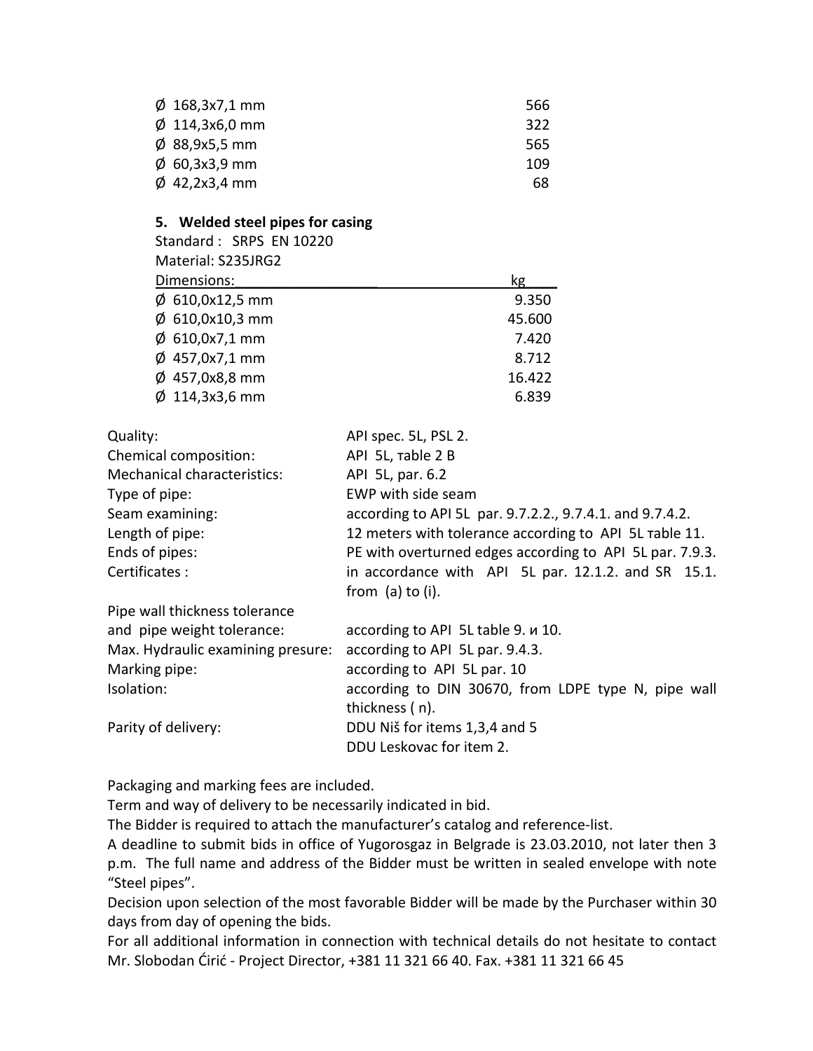| | |
|---|---|
| Ø 168,3x7,1 mm | 566 |
| Ø 114,3x6,0 mm | 322 |
| Ø 88,9x5,5 mm | 565 |
| Ø 60,3x3,9 mm | 109 |
| Ø 42,2x3,4 mm | 68 |

5. **Welded steel pipes for casing**

Standard : SRPS EN 10220

Material: S235JRG2

| Dimensions: | kg |
|---|---|
| Ø 610,0x12,5 mm | 9.350 |
| Ø 610,0x10,3 mm | 45.600 |
| Ø 610,0x7,1 mm | 7.420 |
| Ø 457,0x7,1 mm | 8.712 |
| Ø 457,0x8,8 mm | 16.422 |
| Ø 114,3x3,6 mm | 6.839 |

| | |
|---|---|
| Quality: | API spec. 5L, PSL 2. |
| Chemical composition: | API 5L, тable 2 B |
| Mechanical characteristics: | API 5L, par. 6.2 |
| Type of pipe: | EWP with side seam |
| Seam examining: | according to API 5L par. 9.7.2.2., 9.7.4.1. and 9.7.4.2. |
| Length of pipe: | 12 meters with tolerance according to API 5L тable 11. |
| Ends of pipes: | PE with overturned edges according to API 5L par. 7.9.3. |
| Certificates : | in accordance with API 5L par. 12.1.2. and SR 15.1. from (a) to (i). |
| Pipe wall thickness tolerance and pipe weight tolerance: | according to API 5L table 9. и 10. |
| Max. Hydraulic examining presure: | according to API 5L par. 9.4.3. |
| Marking pipe: | according to API 5L par. 10 |
| Isolation: | according to DIN 30670, from LDPE type N, pipe wall thickness ( n). |
| Parity of delivery: | DDU Niš for items 1,3,4 and 5<br>DDU Leskovac for item 2. |

Packaging and marking fees are included.

Term and way of delivery to be necessarily indicated in bid.

The Bidder is required to attach the manufacturer's catalog and reference-list.

A deadline to submit bids in office of Yugorosgaz in Belgrade is 23.03.2010, not later then 3 p.m. The full name and address of the Bidder must be written in sealed envelope with note "Steel pipes".

Decision upon selection of the most favorable Bidder will be made by the Purchaser within 30 days from day of opening the bids.

For all additional information in connection with technical details do not hesitate to contact Mr. Slobodan Ćirić - Project Director, +381 11 321 66 40. Fax. +381 11 321 66 45